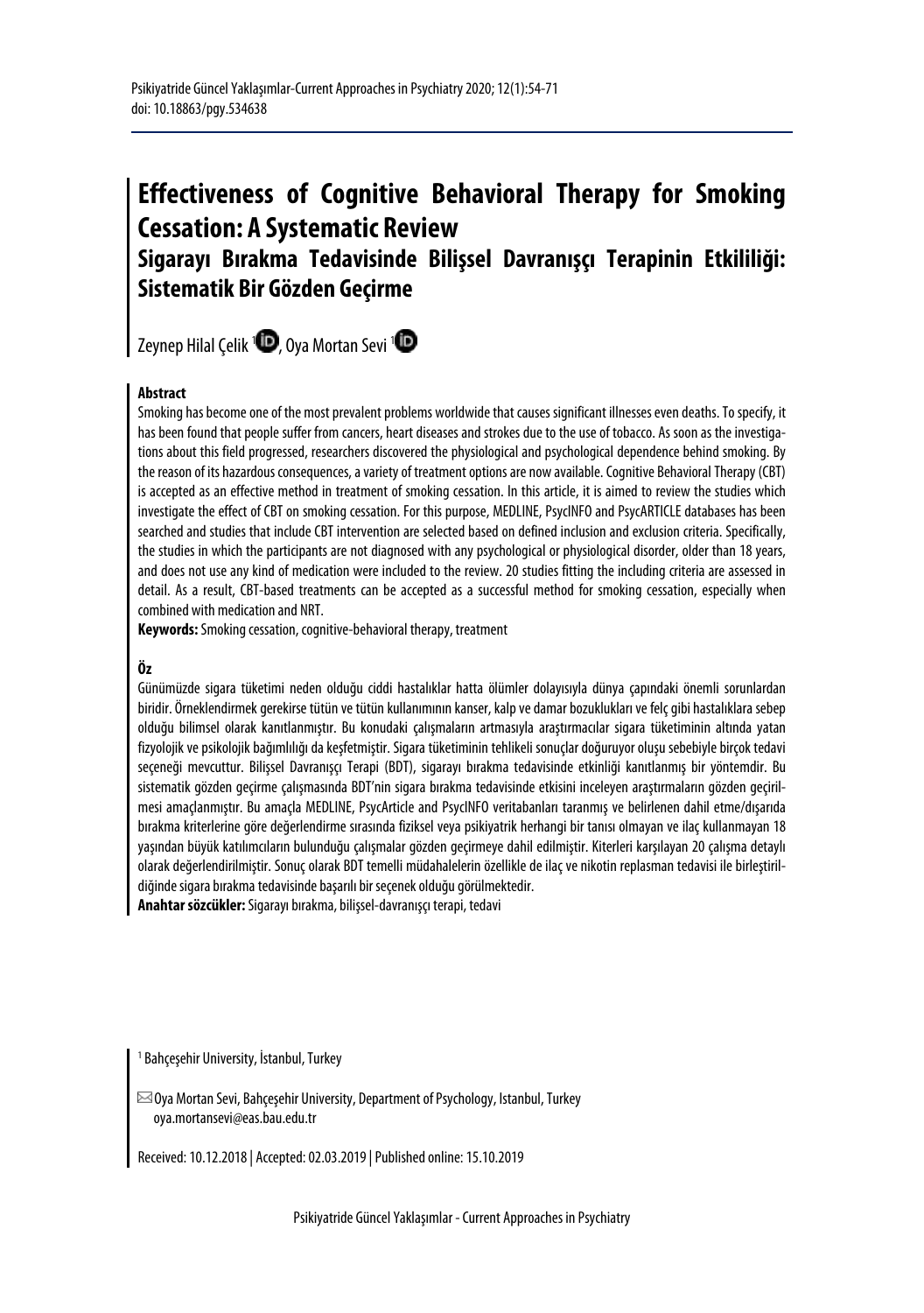# Effectiveness of Cognitive Behavioral Therapy for Smoking Cessation: A Systematic Review

## Sigarayı Bırakma Tedavisinde Bilişsel Davranışçı Terapinin Etkililiği: Sistematik Bir Gözden Geçirme

Zeynep Hilal Çelik [1], Oya Mortan Sevi [1]

**Abstract**

Smoking has become one of the most prevalent problems worldwide that causes significant illnesses even deaths. To specify, it has been found that people suffer from cancers, heart diseases and strokes due to the use of tobacco. As soon as the investigations about this field progressed, researchers discovered the physiological and psychological dependence behind smoking. By the reason of its hazardous consequences, a variety of treatment options are now available. Cognitive Behavioral Therapy (CBT) is accepted as an effective method in treatment of smoking cessation. In this article, it is aimed to review the studies which investigate the effect of CBT on smoking cessation. For this purpose, MEDLINE, PsycINFO and PsycARTICLE databases has been searched and studies that include CBT intervention are selected based on defined inclusion and exclusion criteria. Specifically, the studies in which the participants are not diagnosed with any psychological or physiological disorder, older than 18 years, and does not use any kind of medication were included to the review. 20 studies fitting the including criteria are assessed in detail. As a result, CBT-based treatments can be accepted as a successful method for smoking cessation, especially when combined with medication and NRT.

**Keywords:** Smoking cessation, cognitive-behavioral therapy, treatment

**Öz**

Günümüzde sigara tüketimi neden olduğu ciddi hastalıklar hatta ölümler dolayısıyla dünya çapındaki önemli sorunlardan biridir. Örneklendirmek gerekirse tütün ve tütün kullanımının kanser, kalp ve damar bozuklukları ve felç gibi hastalıklara sebep olduğu bilimsel olarak kanıtlanmıştır. Bu konudaki çalışmaların artmasıyla araştırmacılar sigara tüketiminin altında yatan fizyolojik ve psikolojik bağımlılığı da keşfetmiştir. Sigara tüketiminin tehlikeli sonuçlar doğuruyor oluşu sebebiyle birçok tedavi seçeneği mevcuttur. Bilişsel Davranışçı Terapi (BDT), sigarayı bırakma tedavisinde etkinliği kanıtlanmış bir yöntemdir. Bu sistematik gözden geçirme çalışmasında BDT'nin sigara bırakma tedavisinde etkisini inceleyen araştırmaların gözden geçirilmesi amaçlanmıştır. Bu amaçla MEDLINE, PsycArticle and PsycINFO veritabanları taranmış ve belirlenen dahil etme/dışarıda bırakma kriterlerine göre değerlendirme sırasında fiziksel veya psikiyatrik herhangi bir tanısı olmayan ve ilaç kullanmayan 18 yaşından büyük katılımcıların bulunduğu çalışmalar gözden geçirmeye dahil edilmiştir. Kiterleri karşılayan 20 çalışma detaylı olarak değerlendirilmiştir. Sonuç olarak BDT temelli müdahalelerin özellikle de ilaç ve nikotin replasman tedavisi ile birleştirildiğinde sigara bırakma tedavisinde başarılı bir seçenek olduğu görülmektedir.

**Anahtar sözcükler:** Sigarayı bırakma, bilişsel-davranışçı terapi, tedavi

[1] Bahçeşehir University, İstanbul, Turkey

✉ Oya Mortan Sevi, Bahçeşehir University, Department of Psychology, Istanbul, Turkey
oya.mortansevi@eas.bau.edu.tr

Received: 10.12.2018 | Accepted: 02.03.2019 | Published online: 15.10.2019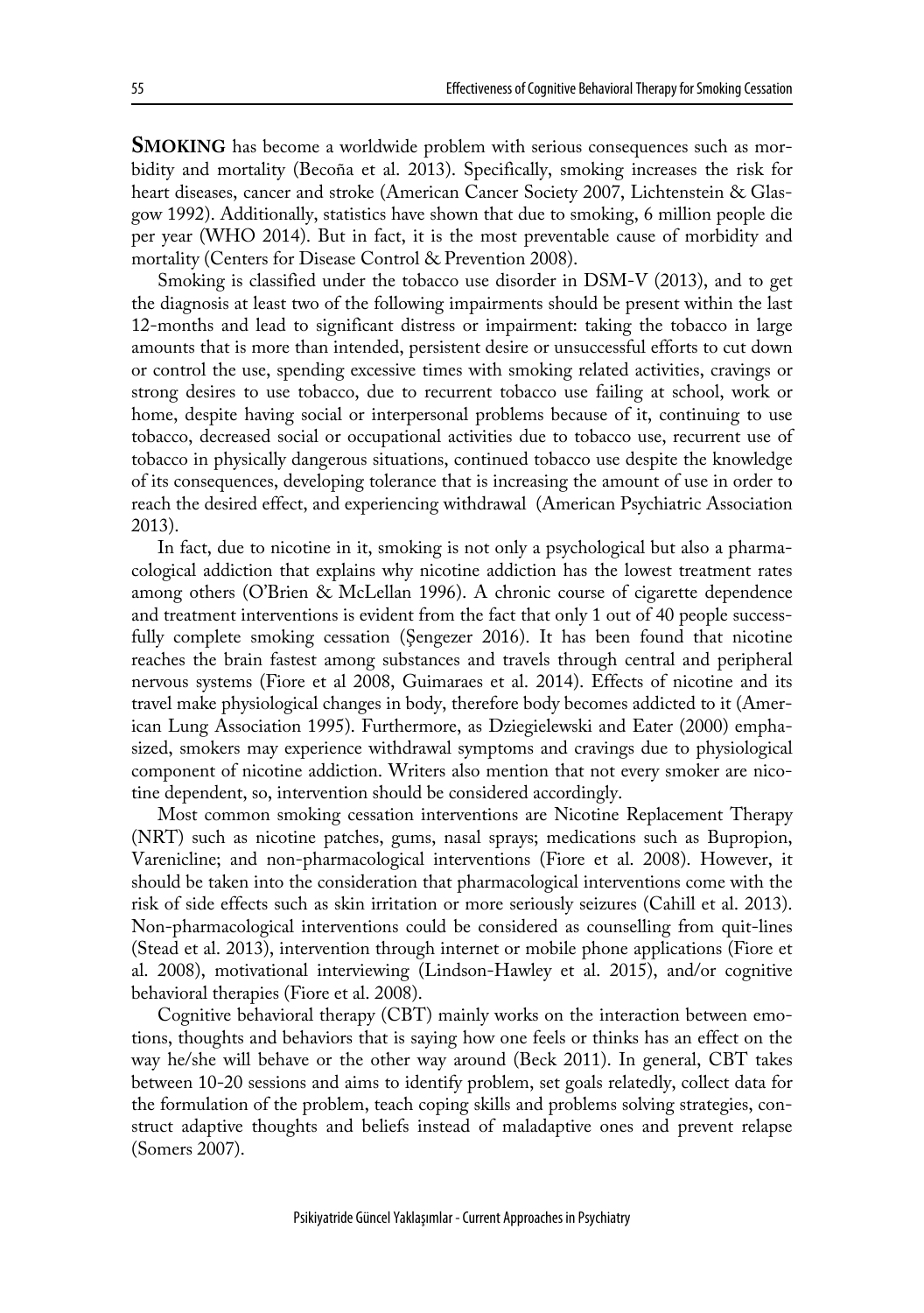**SMOKING** has become a worldwide problem with serious consequences such as morbidity and mortality (Becoña et al. 2013). Specifically, smoking increases the risk for heart diseases, cancer and stroke (American Cancer Society 2007, Lichtenstein & Glasgow 1992). Additionally, statistics have shown that due to smoking, 6 million people die per year (WHO 2014). But in fact, it is the most preventable cause of morbidity and mortality (Centers for Disease Control & Prevention 2008).

Smoking is classified under the tobacco use disorder in DSM-V (2013), and to get the diagnosis at least two of the following impairments should be present within the last 12-months and lead to significant distress or impairment: taking the tobacco in large amounts that is more than intended, persistent desire or unsuccessful efforts to cut down or control the use, spending excessive times with smoking related activities, cravings or strong desires to use tobacco, due to recurrent tobacco use failing at school, work or home, despite having social or interpersonal problems because of it, continuing to use tobacco, decreased social or occupational activities due to tobacco use, recurrent use of tobacco in physically dangerous situations, continued tobacco use despite the knowledge of its consequences, developing tolerance that is increasing the amount of use in order to reach the desired effect, and experiencing withdrawal (American Psychiatric Association 2013).

In fact, due to nicotine in it, smoking is not only a psychological but also a pharmacological addiction that explains why nicotine addiction has the lowest treatment rates among others (O'Brien & McLellan 1996). A chronic course of cigarette dependence and treatment interventions is evident from the fact that only 1 out of 40 people successfully complete smoking cessation (Şengezer 2016). It has been found that nicotine reaches the brain fastest among substances and travels through central and peripheral nervous systems (Fiore et al 2008, Guimaraes et al. 2014). Effects of nicotine and its travel make physiological changes in body, therefore body becomes addicted to it (American Lung Association 1995). Furthermore, as Dziegielewski and Eater (2000) emphasized, smokers may experience withdrawal symptoms and cravings due to physiological component of nicotine addiction. Writers also mention that not every smoker are nicotine dependent, so, intervention should be considered accordingly.

Most common smoking cessation interventions are Nicotine Replacement Therapy (NRT) such as nicotine patches, gums, nasal sprays; medications such as Bupropion, Varenicline; and non-pharmacological interventions (Fiore et al. 2008). However, it should be taken into the consideration that pharmacological interventions come with the risk of side effects such as skin irritation or more seriously seizures (Cahill et al. 2013). Non-pharmacological interventions could be considered as counselling from quit-lines (Stead et al. 2013), intervention through internet or mobile phone applications (Fiore et al. 2008), motivational interviewing (Lindson-Hawley et al. 2015), and/or cognitive behavioral therapies (Fiore et al. 2008).

Cognitive behavioral therapy (CBT) mainly works on the interaction between emotions, thoughts and behaviors that is saying how one feels or thinks has an effect on the way he/she will behave or the other way around (Beck 2011). In general, CBT takes between 10-20 sessions and aims to identify problem, set goals relatedly, collect data for the formulation of the problem, teach coping skills and problems solving strategies, construct adaptive thoughts and beliefs instead of maladaptive ones and prevent relapse (Somers 2007).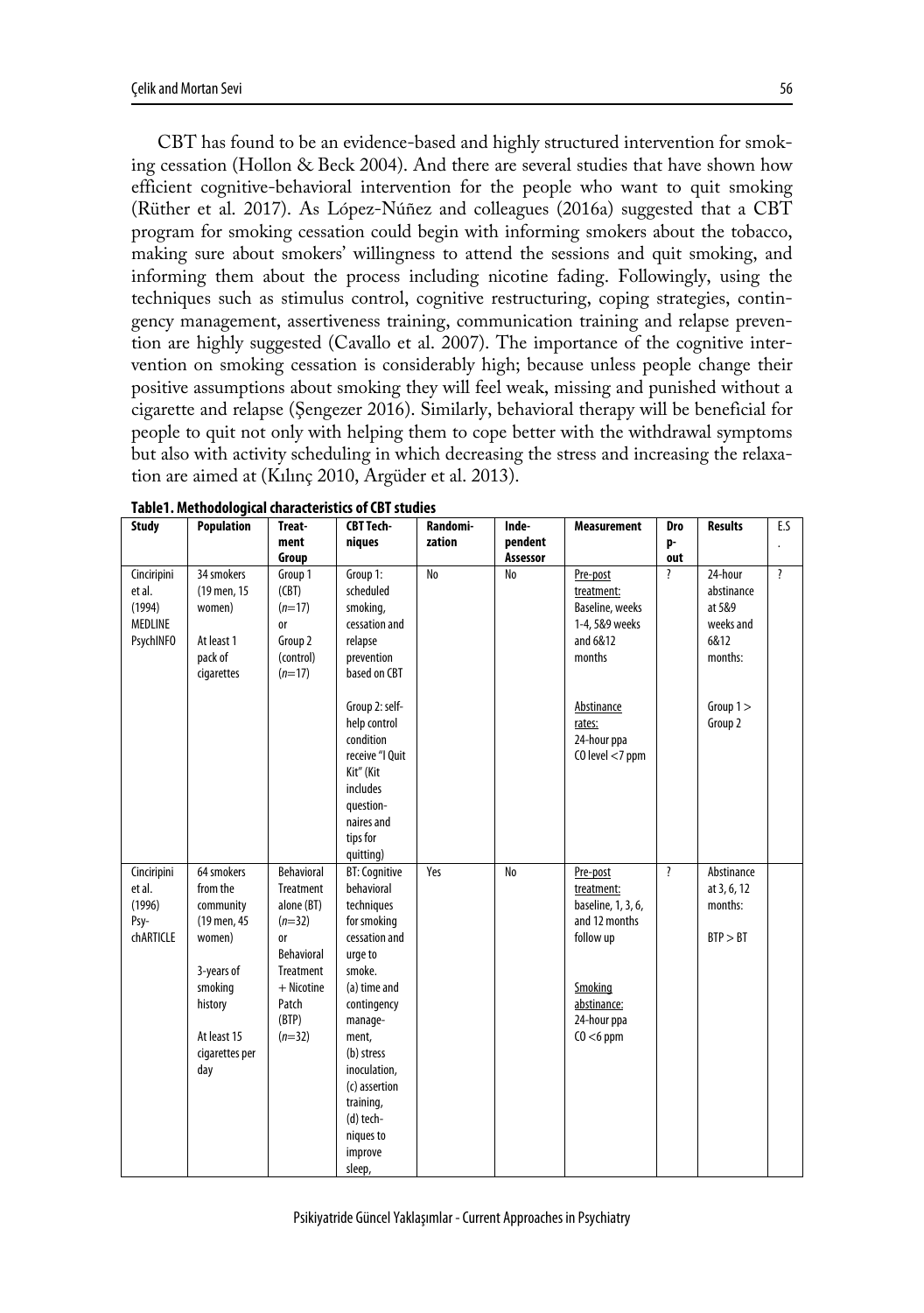CBT has found to be an evidence-based and highly structured intervention for smoking cessation (Hollon & Beck 2004). And there are several studies that have shown how efficient cognitive-behavioral intervention for the people who want to quit smoking (Rüther et al. 2017). As López-Núñez and colleagues (2016a) suggested that a CBT program for smoking cessation could begin with informing smokers about the tobacco, making sure about smokers' willingness to attend the sessions and quit smoking, and informing them about the process including nicotine fading. Followingly, using the techniques such as stimulus control, cognitive restructuring, coping strategies, contingency management, assertiveness training, communication training and relapse prevention are highly suggested (Cavallo et al. 2007). The importance of the cognitive intervention on smoking cessation is considerably high; because unless people change their positive assumptions about smoking they will feel weak, missing and punished without a cigarette and relapse (Şengezer 2016). Similarly, behavioral therapy will be beneficial for people to quit not only with helping them to cope better with the withdrawal symptoms but also with activity scheduling in which decreasing the stress and increasing the relaxation are aimed at (Kılınç 2010, Argüder et al. 2013).

**Table1. Methodological characteristics of CBT studies**

| Study | Population | Treatment Group | CBT Techniques | Randomization | Independent Assessor | Measurement | Drop-out | Results | E.S. |
|---|---|---|---|---|---|---|---|---|---|
| Cinciripini et al. (1994) MEDLINE PsychINFO | 34 smokers (19 men, 15 women) At least 1 pack of cigarettes | Group 1 (CBT) ($n$=17) or Group 2 (control) ($n$=17) | Group 1: scheduled smoking, cessation and relapse prevention based on CBT Group 2: self-help control condition receive "I Quit Kit" (Kit includes questionnaires and tips for quitting) | No | No | Pre-post treatment: Baseline, weeks 1-4, 5&9 weeks and 6&12 months Abstinance rates: 24-hour ppa CO level <7 ppm | ? | 24-hour abstinance at 5&9 weeks and 6&12 months: Group 1 > Group 2 | ? |
| Cinciripini et al. (1996) PsychARTICLE | 64 smokers from the community (19 men, 45 women) 3-years of smoking history At least 15 cigarettes per day | Behavioral Treatment alone (BT) ($n$=32) or Behavioral Treatment + Nicotine Patch (BTP) ($n$=32) | BT: Cognitive behavioral techniques for smoking cessation and urge to smoke. (a) time and contingency management, (b) stress inoculation, (c) assertion training, (d) techniques to improve sleep, | Yes | No | Pre-post treatment: baseline, 1, 3, 6, and 12 months follow up Smoking abstinance: 24-hour ppa CO <6 ppm | ? | Abstinance at 3, 6, 12 months: BTP > BT | |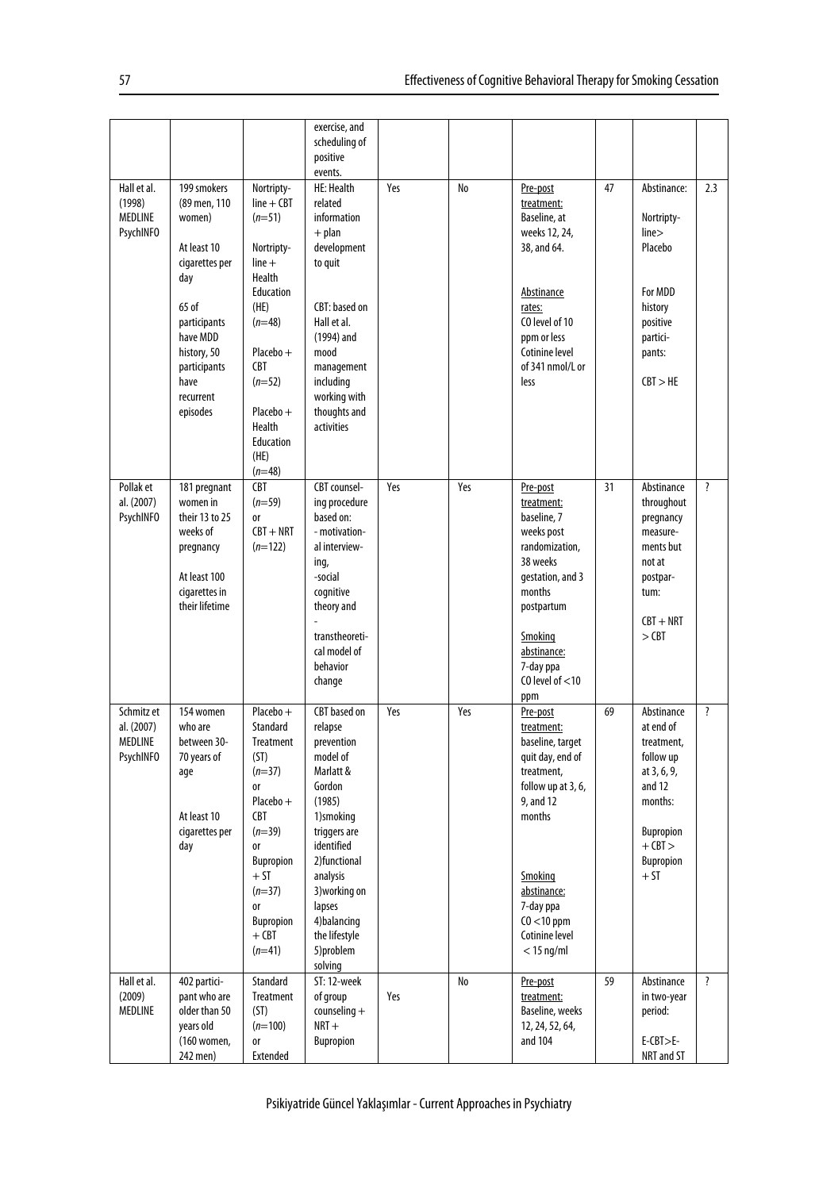| | | | exercise, and scheduling of positive events. | | | | | | |
|---|---|---|---|---|---|---|---|---|---|
| Hall et al. (1998) MEDLINE PsychINFO | 199 smokers (89 men, 110 women) At least 10 cigarettes per day 65 of participants have MDD history, 50 participants have recurrent episodes | Nortriptyline + CBT (n=51) Nortriptyline + Health Education (HE) (n=48) Placebo + CBT (n=52) Placebo + Health Education (HE) (n=48) | HE: Health related information + plan development to quit CBT: based on Hall et al. (1994) and mood management including working with thoughts and activities | Yes | No | Pre-post treatment: Baseline, at weeks 12, 24, 38, and 64. Abstinance rates: CO level of 10 ppm or less Cotinine level of 341 nmol/L or less | 47 | Abstinance: Nortriptyline> Placebo For MDD history positive participants: CBT > HE | 2.3 |
| Pollak et al. (2007) PsychINFO | 181 pregnant women in their 13 to 25 weeks of pregnancy At least 100 cigarettes in their lifetime | CBT (n=59) or CBT + NRT (n=122) | CBT counseling procedure based on: - motivational interviewing, -social cognitive theory and - transtheoretical model of behavior change | Yes | Yes | Pre-post treatment: baseline, 7 weeks post randomization, 38 weeks gestation, and 3 months postpartum Smoking abstinance: 7-day ppa CO level of <10 ppm | 31 | Abstinance throughout pregnancy measurements but not at postpartum: CBT + NRT > CBT | ? |
| Schmitz et al. (2007) MEDLINE PsychINFO | 154 women who are between 30-70 years of age At least 10 cigarettes per day | Placebo + Standard Treatment (ST) (n=37) or Placebo + CBT (n=39) or Bupropion + ST (n=37) or Bupropion + CBT (n=41) | CBT based on relapse prevention model of Marlatt & Gordon (1985) 1)smoking triggers are identified 2)functional analysis 3)working on lapses 4)balancing the lifestyle 5)problem solving | Yes | Yes | Pre-post treatment: baseline, target quit day, end of treatment, follow up at 3, 6, 9, and 12 months Smoking abstinance: 7-day ppa CO <10 ppm Cotinine level < 15 ng/ml | 69 | Abstinance at end of treatment, follow up at 3, 6, 9, and 12 months: Bupropion + CBT > Bupropion + ST | ? |
| Hall et al. (2009) MEDLINE | 402 participant who are older than 50 years old (160 women, 242 men) | Standard Treatment (ST) (n=100) or Extended | ST: 12-week of group counseling + NRT + Bupropion | Yes | No | Pre-post treatment: Baseline, weeks 12, 24, 52, 64, and 104 | 59 | Abstinance in two-year period: E-CBT>E-NRT and ST | ? |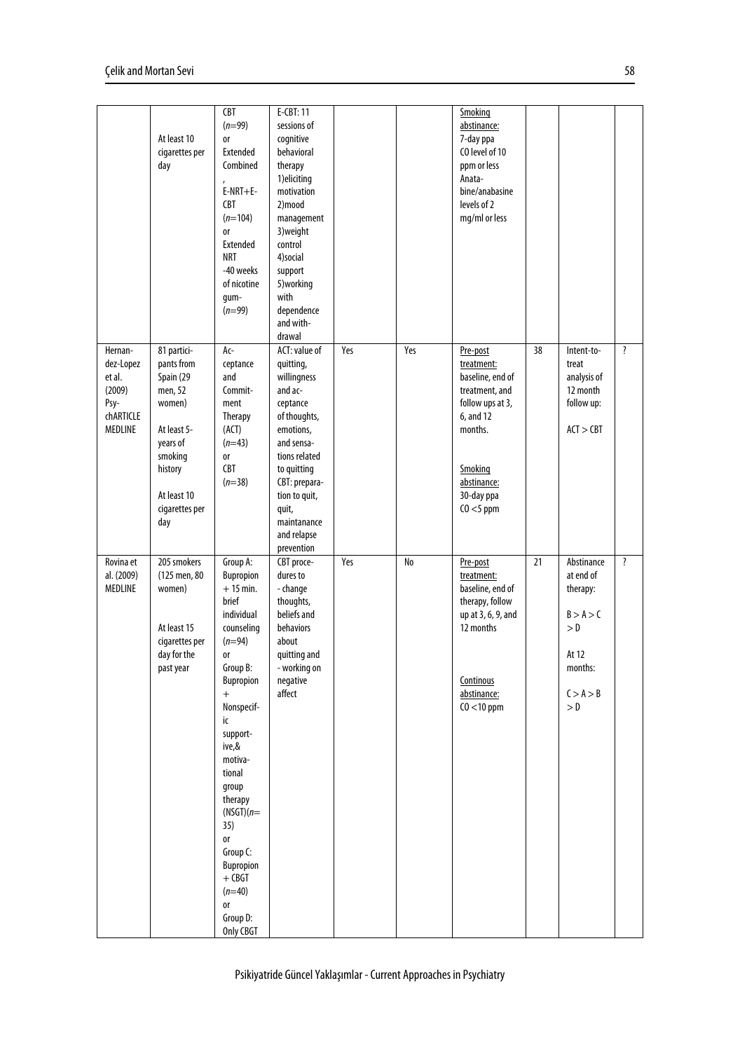| | | | | | | | | | |
|---|---|---|---|---|---|---|---|---|---|
| | At least 10 cigarettes per day | CBT ($n$=99) or Extended Combined, E-NRT+E-CBT ($n$=104) or Extended NRT -40 weeks of nicotine gum- ($n$=99) | E-CBT: 11 sessions of cognitive behavioral therapy 1)eliciting motivation 2)mood management 3)weight control 4)social support 5)working with dependence and withdrawal | | | Smoking abstinance: 7-day ppa CO level of 10 ppm or less Anatabine/anabasine levels of 2 mg/ml or less | | | |
| Hernandez-Lopez et al. (2009) PsychARTICLE MEDLINE | 81 participants from Spain (29 men, 52 women) At least 5-years of smoking history At least 10 cigarettes per day | Acceptance and Commitment Therapy (ACT) ($n$=43) or CBT ($n$=38) | ACT: value of quitting, willingness and acceptance of thoughts, emotions, and sensations related to quitting CBT: preparation to quit, quit, maintanance and relapse prevention | Yes | Yes | Pre-post treatment: baseline, end of treatment, and follow ups at 3, 6, and 12 months. Smoking abstinance: 30-day ppa CO <5 ppm | 38 | Intent-to-treat analysis of 12 month follow up: ACT > CBT | ? |
| Rovina et al. (2009) MEDLINE | 205 smokers (125 men, 80 women) At least 15 cigarettes per day for the past year | Group A: Bupropion + 15 min. brief individual counseling ($n$=94) or Group B: Bupropion + Nonspecific supportive,& motivational group therapy (NSGT)($n$=35) or Group C: Bupropion + CBGT ($n$=40) or Group D: Only CBGT | CBT procedures to - change thoughts, beliefs and behaviors about quitting and - working on negative affect | Yes | No | Pre-post treatment: baseline, end of therapy, follow up at 3, 6, 9, and 12 months Continous abstinance: CO <10 ppm | 21 | Abstinance at end of therapy: B > A > C > D At 12 months: C > A > B > D | ? |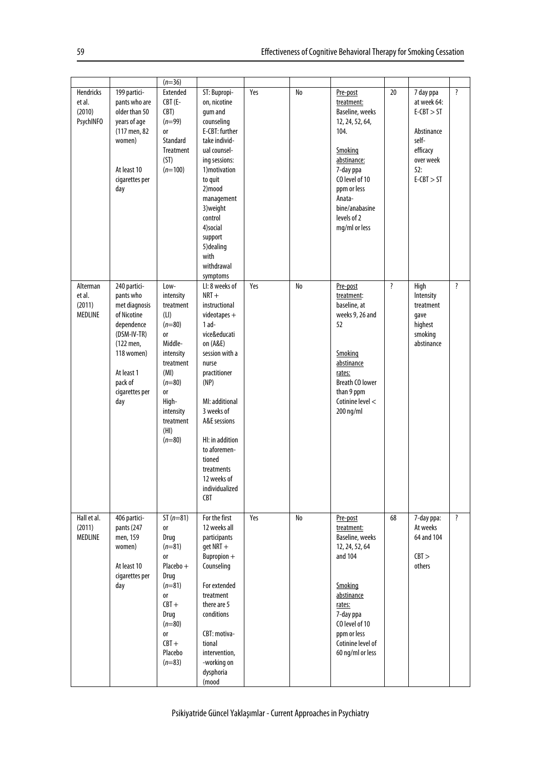| | | | | | | | | | |
|---|---|---|---|---|---|---|---|---|---|
| | | ($n$=36) | | | | | | | |
| Hendricks et al. (2010) PsychINFO | 199 participants who are older than 50 years of age (117 men, 82 women)<br><br>At least 10 cigarettes per day | Extended CBT (E-CBT) ($n$=99) or Standard Treatment (ST) ($n$=100) | ST: Bupropion, nicotine gum and counseling E-CBT: further take individual counseling sessions: 1)motivation to quit 2)mood management 3)weight control 4)social support 5)dealing with withdrawal symptoms | Yes | No | Pre-post treatment: Baseline, weeks 12, 24, 52, 64, 104.<br><br>Smoking abstinance: 7-day ppa CO level of 10 ppm or less Anatabine/anabasine levels of 2 mg/ml or less | 20 | 7 day ppa at week 64: E-CBT > ST<br><br>Abstinance self-efficacy over week 52: E-CBT > ST | ? |
| Alterman et al. (2011) MEDLINE | 240 participants who met diagnosis of Nicotine dependence (DSM-IV-TR) (122 men, 118 women)<br><br>At least 1 pack of cigarettes per day | Low-intensity treatment (LI) ($n$=80) or Middle-intensity treatment (MI) ($n$=80) or High-intensity treatment (HI) ($n$=80) | LI: 8 weeks of NRT + instructional videotapes + 1 advice&education (A&E) session with a nurse practitioner (NP)<br><br>MI: additional 3 weeks of A&E sessions<br><br>HI: in addition to aforementioned treatments 12 weeks of individualized CBT | Yes | No | Pre-post treatment: baseline, at weeks 9, 26 and 52<br><br>Smoking abstinance rates: Breath CO lower than 9 ppm Cotinine level < 200 ng/ml | ? | High Intensity treatment gave highest smoking abstinance | ? |
| Hall et al. (2011) MEDLINE | 406 participants (247 men, 159 women)<br><br>At least 10 cigarettes per day | ST ($n$=81) or Drug ($n$=81) or Placebo + Drug ($n$=81) or CBT + Drug ($n$=80) or CBT + Placebo ($n$=83) | For the first 12 weeks all participants get NRT + Bupropion + Counseling<br><br>For extended treatment there are 5 conditions<br><br>CBT: motivational intervention, -working on dysphoria (mood | Yes | No | Pre-post treatment: Baseline, weeks 12, 24, 52, 64 and 104<br><br>Smoking abstinance rates: 7-day ppa CO level of 10 ppm or less Cotinine level of 60 ng/ml or less | 68 | 7-day ppa: At weeks 64 and 104<br><br>CBT > others | ? |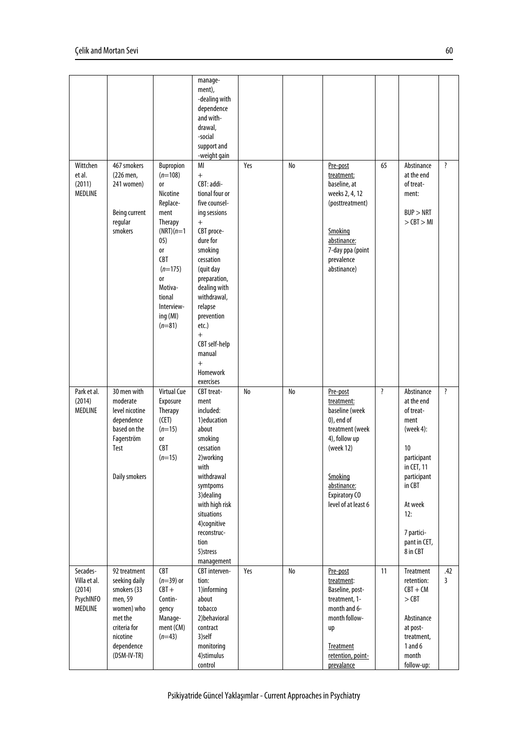| | | | manage-ment), -dealing with dependence and with-drawal, -social support and -weight gain | | | | | | |
|---|---|---|---|---|---|---|---|---|---|
| Wittchen et al. (2011) MEDLINE | 467 smokers (226 men, 241 women) Being current regular smokers | Bupropion ($n$=108) or Nicotine Replacement Therapy (NRT)($n$=105) or CBT ($n$=175) or Motivational Interviewing (MI) ($n$=81) | MI + CBT: additional four or five counseling sessions + CBT procedure for smoking cessation (quit day preparation, dealing with withdrawal, relapse prevention etc.) + CBT self-help manual + Homework exercises | Yes | No | Pre-post treatment: baseline, at weeks 2, 4, 12 (posttreatment) Smoking abstinance: 7-day ppa (point prevalence abstinance) | 65 | Abstinance at the end of treatment: BUP > NRT > CBT > MI | ? |
| Park et al. (2014) MEDLINE | 30 men with moderate level nicotine dependence based on the Fagerström Test Daily smokers | Virtual Cue Exposure Therapy (CET) ($n$=15) or CBT ($n$=15) | CBT treatment included: 1)education about smoking cessation 2)working with withdrawal symtpoms 3)dealing with high risk situations 4)cognitive reconstruction 5)stress management | No | No | Pre-post treatment: baseline (week 0), end of treatment (week 4), follow up (week 12) Smoking abstinance: Expiratory CO level of at least 6 | ? | Abstinance at the end of treatment (week 4): 10 participant in CET, 11 participant in CBT At week 12: 7 participant in CET, 8 in CBT | ? |
| Secades-Villa et al. (2014) PsychINFO MEDLINE | 92 treatment seeking daily smokers (33 men, 59 women) who met the criteria for nicotine dependence (DSM-IV-TR) | CBT ($n$=39) or CBT + Contingency Management (CM) ($n$=43) | CBT intervention: 1)informing about tobacco 2)behavioral contract 3)self monitoring 4)stimulus control | Yes | No | Pre-post treatment: Baseline, post-treatment, 1-month and 6-month follow-up Treatment retention, point-prevalance | 11 | Treatment retention: CBT + CM > CBT Abstinance at post-treatment, 1 and 6 month follow-up: | .423 |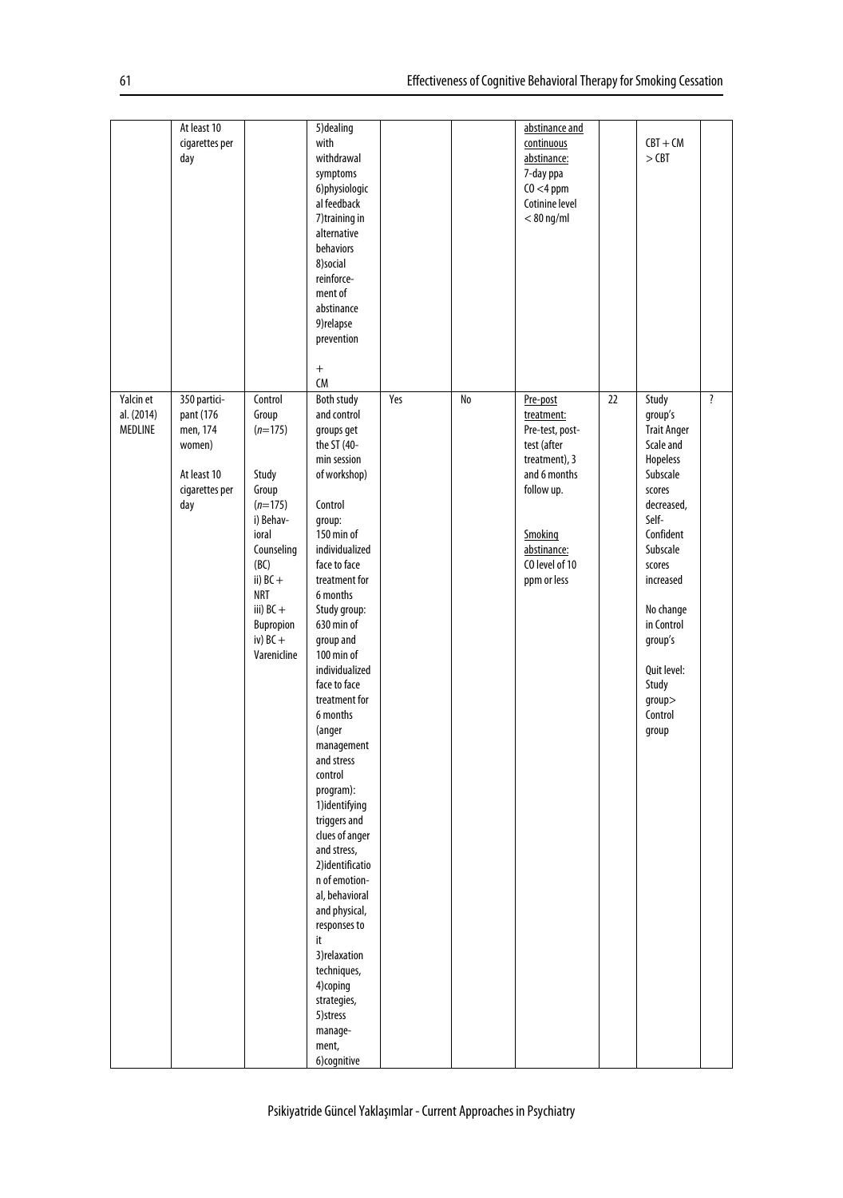|  |  |  |  |  |  |  |  |  |  |
|---|---|---|---|---|---|---|---|---|---|
|  | At least 10 cigarettes per day |  | 5)dealing with withdrawal symptoms 6)physiologic al feedback 7)training in alternative behaviors 8)social reinforce-ment of abstinance 9)relapse prevention + CM |  |  | abstinance and continuous abstinance: 7-day ppa CO <4 ppm Cotinine level < 80 ng/ml |  | CBT + CM > CBT |  |
| Yalcin et al. (2014) MEDLINE | 350 partici-pant (176 men, 174 women) At least 10 cigarettes per day | Control Group ($n$=175) Study Group ($n$=175) i) Behav-ioral Counseling (BC) ii) BC + NRT iii) BC + Bupropion iv) BC + Varenicline | Both study and control groups get the ST (40-min session of workshop) Control group: 150 min of individualized face to face treatment for 6 months Study group: 630 min of group and 100 min of individualized face to face treatment for 6 months (anger management and stress control program): 1)identifying triggers and clues of anger and stress, 2)identificatio n of emotion-al, behavioral and physical, responses to it 3)relaxation techniques, 4)coping strategies, 5)stress manage-ment, 6)cognitive | Yes | No | Pre-post treatment: Pre-test, post-test (after treatment), 3 and 6 months follow up. Smoking abstinance: CO level of 10 ppm or less | 22 | Study group's Trait Anger Scale and Hopeless Subscale scores decreased, Self-Confident Subscale scores increased No change in Control group's Quit level: Study group> Control group | ? |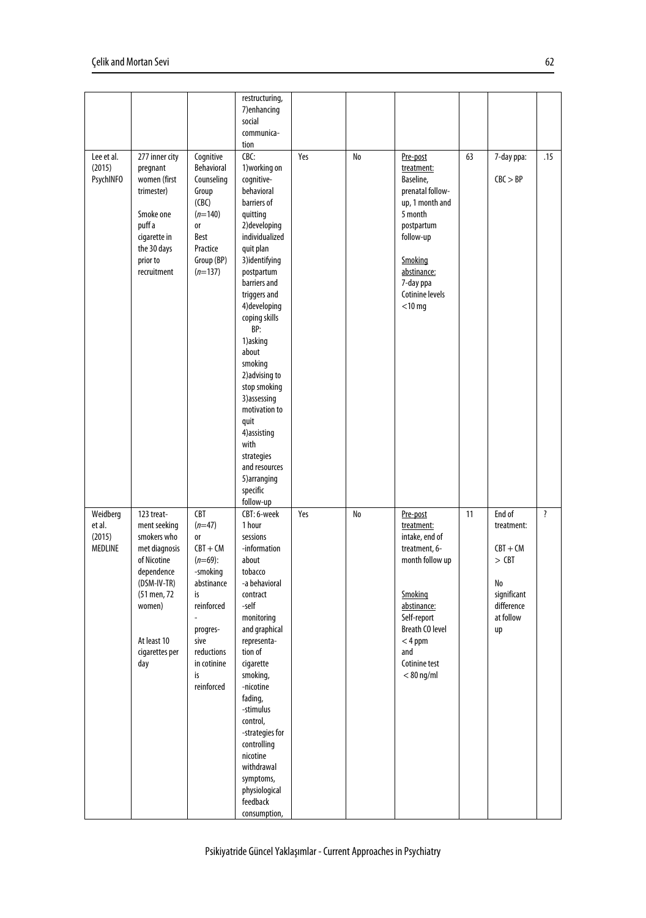| | | | | | | | | | |
|---|---|---|---|---|---|---|---|---|---|
| | | | restructuring, 7)enhancing social communication | | | | | | |
| Lee et al. (2015) PsychINFO | 277 inner city pregnant women (first trimester)<br><br>Smoke one puff a cigarette in the 30 days prior to recruitment | Cognitive Behavioral Counseling Group (CBC) ($n$=140) or Best Practice Group (BP) ($n$=137) | CBC:<br>1)working on cognitive-behavioral barriers of quitting<br>2)developing individualized quit plan<br>3)identifying postpartum barriers and triggers and<br>4)developing coping skills<br>BP:<br>1)asking about smoking<br>2)advising to stop smoking<br>3)assessing motivation to quit<br>4)assisting with strategies and resources<br>5)arranging specific follow-up | Yes | No | Pre-post treatment:<br>Baseline, prenatal follow-up, 1 month and 5 month postpartum follow-up<br><br>Smoking abstinance:<br>7-day ppa<br>Cotinine levels <10 mg | 63 | 7-day ppa:<br><br>CBC > BP | .15 |
| Weidberg et al. (2015) MEDLINE | 123 treatment seeking smokers who met diagnosis of Nicotine dependence (DSM-IV-TR) (51 men, 72 women)<br><br>At least 10 cigarettes per day | CBT ($n$=47) or CBT + CM ($n$=69):<br>-smoking abstinance is reinforced<br>-<br>progressive reductions in cotinine is reinforced | CBT: 6-week 1 hour sessions<br>-information about tobacco<br>-a behavioral contract<br>-self monitoring and graphical representation of cigarette smoking,<br>-nicotine fading,<br>-stimulus control,<br>-strategies for controlling nicotine withdrawal symptoms, physiological feedback consumption, | Yes | No | Pre-post treatment:<br>intake, end of treatment, 6-month follow up<br><br>Smoking abstinance:<br>Self-report<br>Breath CO level < 4 ppm and<br>Cotinine test < 80 ng/ml | 11 | End of treatment:<br><br>CBT + CM > CBT<br><br>No significant difference at follow up | ? |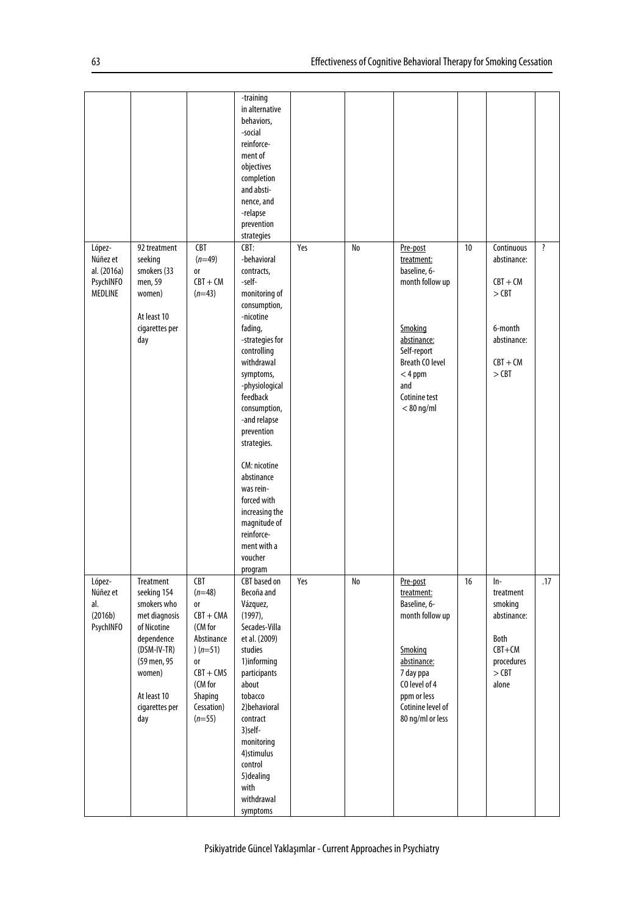| | | | -training in alternative behaviors, -social reinforcement of objectives completion and abstinence, and -relapse prevention strategies | | | | | | |
|---|---|---|---|---|---|---|---|---|---|
| López-Núñez et al. (2016a) PsychINFO MEDLINE | 92 treatment seeking smokers (33 men, 59 women) At least 10 cigarettes per day | CBT ($n$=49) or CBT + CM ($n$=43) | CBT: -behavioral contracts, -self-monitoring of consumption, -nicotine fading, -strategies for controlling withdrawal symptoms, -physiological feedback consumption, -and relapse prevention strategies. CM: nicotine abstinance was reinforced with increasing the magnitude of reinforcement with a voucher program | Yes | No | Pre-post treatment: baseline, 6-month follow up Smoking abstinance: Self-report Breath CO level < 4 ppm and Cotinine test < 80 ng/ml | 10 | Continuous abstinance: CBT + CM > CBT 6-month abstinance: CBT + CM > CBT | ? |
| López-Núñez et al. (2016b) PsychINFO | Treatment seeking 154 smokers who met diagnosis of Nicotine dependence (DSM-IV-TR) (59 men, 95 women) At least 10 cigarettes per day | CBT ($n$=48) or CBT + CMA (CM for Abstinance) ($n$=51) or CBT + CMS (CM for Shaping Cessation) ($n$=55) | CBT based on Becoña and Vázquez, (1997), Secades-Villa et al. (2009) studies 1)informing participants about tobacco 2)behavioral contract 3)self-monitoring 4)stimulus control 5)dealing with withdrawal symptoms | Yes | No | Pre-post treatment: Baseline, 6-month follow up Smoking abstinance: 7 day ppa CO level of 4 ppm or less Cotinine level of 80 ng/ml or less | 16 | In-treatment smoking abstinance: Both CBT+CM procedures > CBT alone | .17 |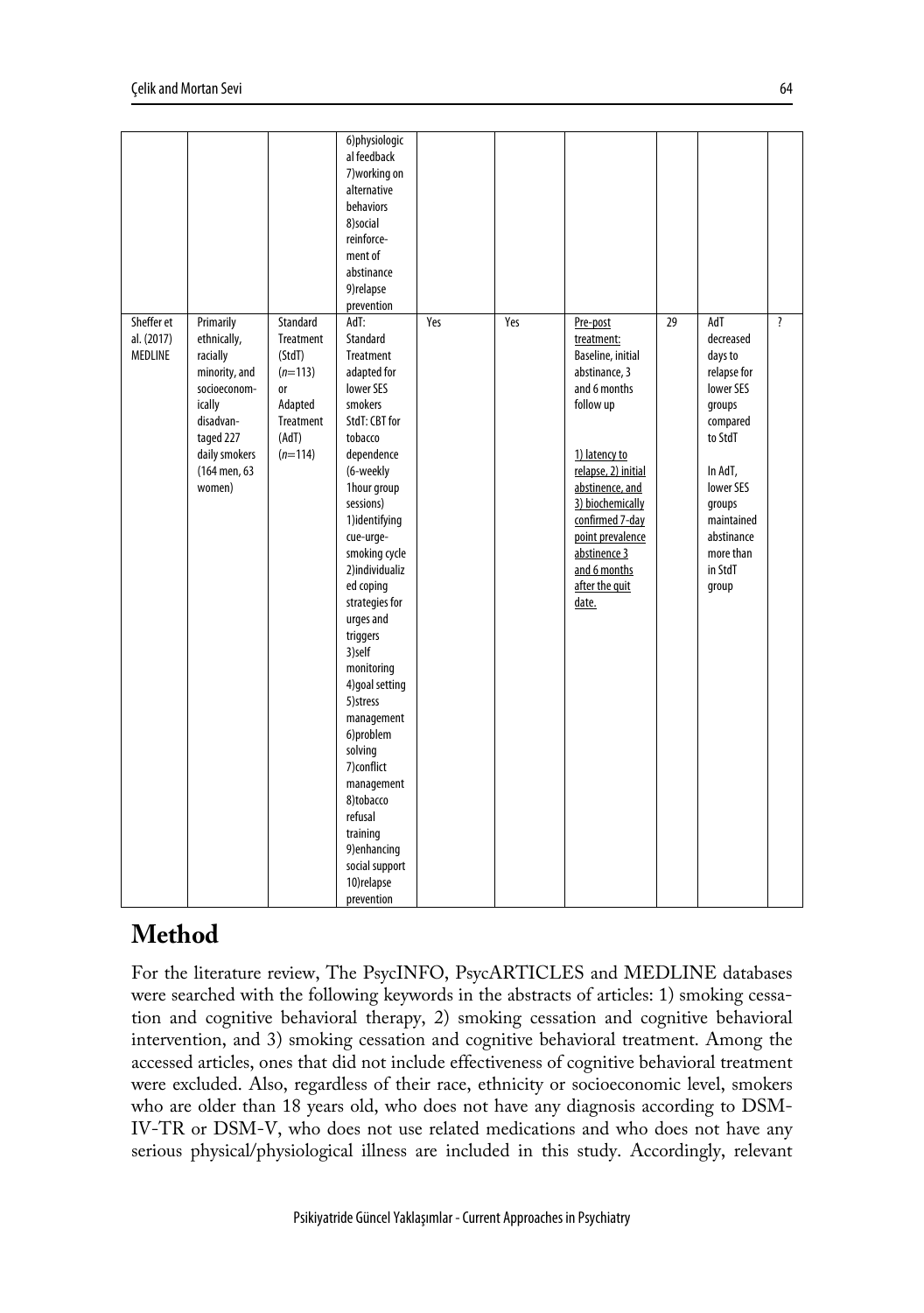|  |  |  | 6)physiological feedback 7)working on alternative behaviors 8)social reinforcement of abstinance 9)relapse prevention |  |  |  |  |  |  |
|---|---|---|---|---|---|---|---|---|---|
| Sheffer et al. (2017) MEDLINE | Primarily ethnically, racially minority, and socioeconomically disadvantaged 227 daily smokers (164 men, 63 women) | Standard Treatment (StdT) ($n$=113) or Adapted Treatment (AdT) ($n$=114) | AdT: Standard Treatment adapted for lower SES smokers StdT: CBT for tobacco dependence (6-weekly 1hour group sessions) 1)identifying cue-urge-smoking cycle 2)individualized coping strategies for urges and triggers 3)self monitoring 4)goal setting 5)stress management 6)problem solving 7)conflict management 8)tobacco refusal training 9)enhancing social support 10)relapse prevention | Yes | Yes | Pre-post treatment: Baseline, initial abstinance, 3 and 6 months follow up<br><br>1) latency to relapse, 2) initial abstinence, and 3) biochemically confirmed 7-day point prevalence abstinence 3 and 6 months after the quit date. | 29 | AdT decreased days to relapse for lower SES groups compared to StdT<br><br>In AdT, lower SES groups maintained abstinance more than in StdT group | ? |

# Method

For the literature review, The PsycINFO, PsycARTICLES and MEDLINE databases were searched with the following keywords in the abstracts of articles: 1) smoking cessation and cognitive behavioral therapy, 2) smoking cessation and cognitive behavioral intervention, and 3) smoking cessation and cognitive behavioral treatment. Among the accessed articles, ones that did not include effectiveness of cognitive behavioral treatment were excluded. Also, regardless of their race, ethnicity or socioeconomic level, smokers who are older than 18 years old, who does not have any diagnosis according to DSM-IV-TR or DSM-V, who does not use related medications and who does not have any serious physical/physiological illness are included in this study. Accordingly, relevant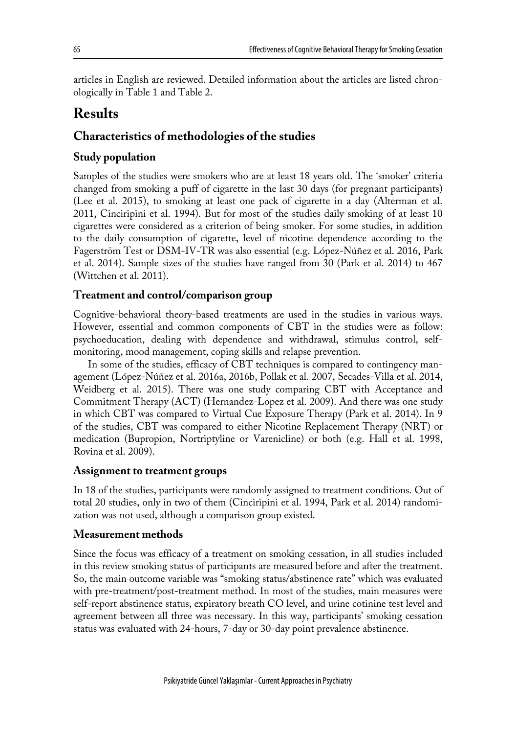articles in English are reviewed. Detailed information about the articles are listed chronologically in Table 1 and Table 2.

# Results

## Characteristics of methodologies of the studies

### Study population

Samples of the studies were smokers who are at least 18 years old. The 'smoker' criteria changed from smoking a puff of cigarette in the last 30 days (for pregnant participants) (Lee et al. 2015), to smoking at least one pack of cigarette in a day (Alterman et al. 2011, Cinciripini et al. 1994). But for most of the studies daily smoking of at least 10 cigarettes were considered as a criterion of being smoker. For some studies, in addition to the daily consumption of cigarette, level of nicotine dependence according to the Fagerström Test or DSM-IV-TR was also essential (e.g. López-Núñez et al. 2016, Park et al. 2014). Sample sizes of the studies have ranged from 30 (Park et al. 2014) to 467 (Wittchen et al. 2011).

### Treatment and control/comparison group

Cognitive-behavioral theory-based treatments are used in the studies in various ways. However, essential and common components of CBT in the studies were as follow: psychoeducation, dealing with dependence and withdrawal, stimulus control, self-monitoring, mood management, coping skills and relapse prevention.

In some of the studies, efficacy of CBT techniques is compared to contingency management (López-Núñez et al. 2016a, 2016b, Pollak et al. 2007, Secades-Villa et al. 2014, Weidberg et al. 2015). There was one study comparing CBT with Acceptance and Commitment Therapy (ACT) (Hernandez-Lopez et al. 2009). And there was one study in which CBT was compared to Virtual Cue Exposure Therapy (Park et al. 2014). In 9 of the studies, CBT was compared to either Nicotine Replacement Therapy (NRT) or medication (Bupropion, Nortriptyline or Varenicline) or both (e.g. Hall et al. 1998, Rovina et al. 2009).

### Assignment to treatment groups

In 18 of the studies, participants were randomly assigned to treatment conditions. Out of total 20 studies, only in two of them (Cinciripini et al. 1994, Park et al. 2014) randomization was not used, although a comparison group existed.

### Measurement methods

Since the focus was efficacy of a treatment on smoking cessation, in all studies included in this review smoking status of participants are measured before and after the treatment. So, the main outcome variable was "smoking status/abstinence rate" which was evaluated with pre-treatment/post-treatment method. In most of the studies, main measures were self-report abstinence status, expiratory breath CO level, and urine cotinine test level and agreement between all three was necessary. In this way, participants' smoking cessation status was evaluated with 24-hours, 7-day or 30-day point prevalence abstinence.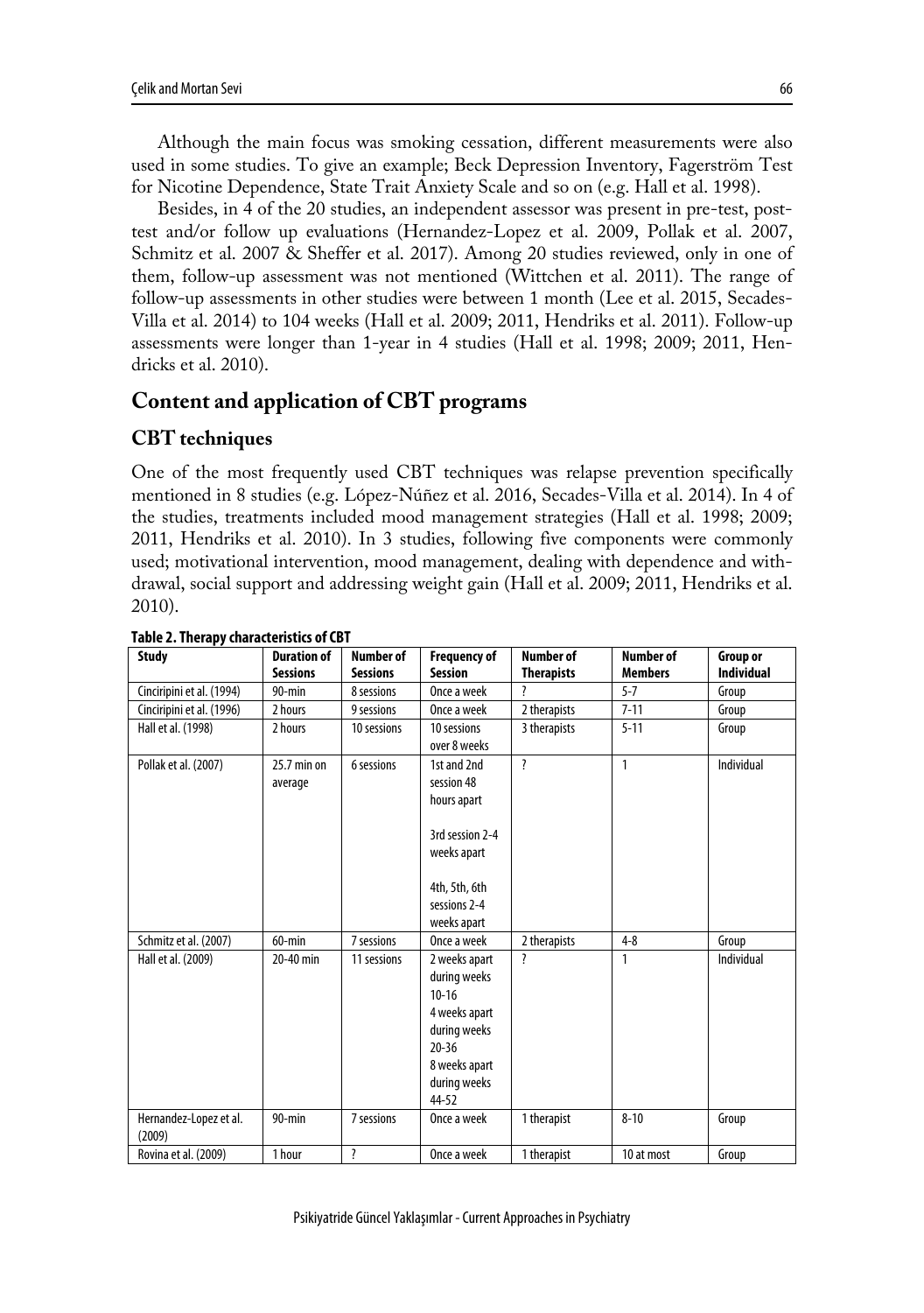Although the main focus was smoking cessation, different measurements were also used in some studies. To give an example; Beck Depression Inventory, Fagerström Test for Nicotine Dependence, State Trait Anxiety Scale and so on (e.g. Hall et al. 1998).

Besides, in 4 of the 20 studies, an independent assessor was present in pre-test, post-test and/or follow up evaluations (Hernandez-Lopez et al. 2009, Pollak et al. 2007, Schmitz et al. 2007 & Sheffer et al. 2017). Among 20 studies reviewed, only in one of them, follow-up assessment was not mentioned (Wittchen et al. 2011). The range of follow-up assessments in other studies were between 1 month (Lee et al. 2015, Secades-Villa et al. 2014) to 104 weeks (Hall et al. 2009; 2011, Hendriks et al. 2011). Follow-up assessments were longer than 1-year in 4 studies (Hall et al. 1998; 2009; 2011, Hendricks et al. 2010).

## Content and application of CBT programs

### CBT techniques

One of the most frequently used CBT techniques was relapse prevention specifically mentioned in 8 studies (e.g. López-Núñez et al. 2016, Secades-Villa et al. 2014). In 4 of the studies, treatments included mood management strategies (Hall et al. 1998; 2009; 2011, Hendriks et al. 2010). In 3 studies, following five components were commonly used; motivational intervention, mood management, dealing with dependence and withdrawal, social support and addressing weight gain (Hall et al. 2009; 2011, Hendriks et al. 2010).

**Table 2. Therapy characteristics of CBT**

| Study | Duration of Sessions | Number of Sessions | Frequency of Session | Number of Therapists | Number of Members | Group or Individual |
|---|---|---|---|---|---|---|
| Cinciripini et al. (1994) | 90-min | 8 sessions | Once a week | ? | 5-7 | Group |
| Cinciripini et al. (1996) | 2 hours | 9 sessions | Once a week | 2 therapists | 7-11 | Group |
| Hall et al. (1998) | 2 hours | 10 sessions | 10 sessions over 8 weeks | 3 therapists | 5-11 | Group |
| Pollak et al. (2007) | 25.7 min on average | 6 sessions | 1st and 2nd session 48 hours apart<br><br>3rd session 2-4 weeks apart<br><br>4th, 5th, 6th sessions 2-4 weeks apart | ? | 1 | Individual |
| Schmitz et al. (2007) | 60-min | 7 sessions | Once a week | 2 therapists | 4-8 | Group |
| Hall et al. (2009) | 20-40 min | 11 sessions | 2 weeks apart during weeks 10-16<br>4 weeks apart during weeks 20-36<br>8 weeks apart during weeks 44-52 | ? | 1 | Individual |
| Hernandez-Lopez et al. (2009) | 90-min | 7 sessions | Once a week | 1 therapist | 8-10 | Group |
| Rovina et al. (2009) | 1 hour | ? | Once a week | 1 therapist | 10 at most | Group |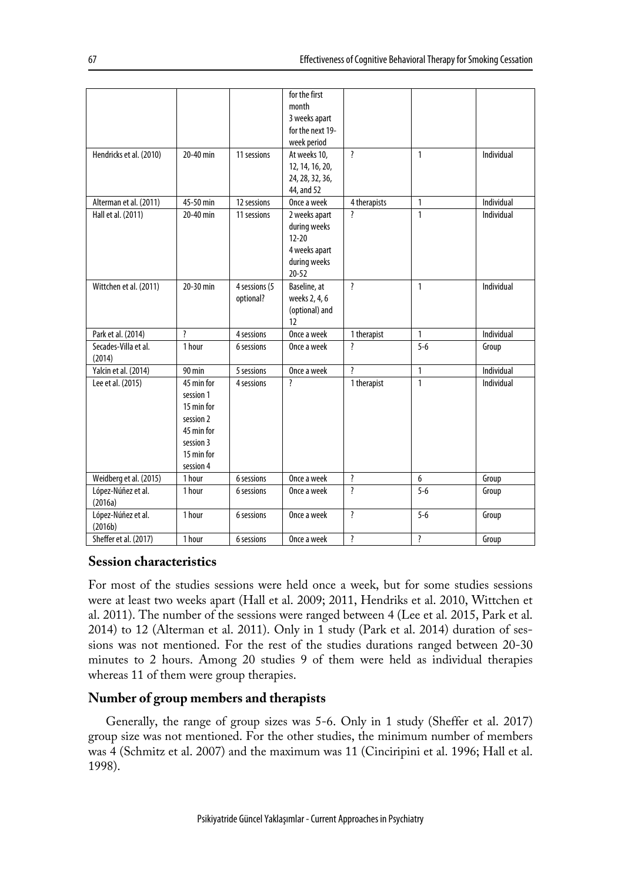|  |  |  | for the first month 3 weeks apart for the next 19-week period |  |  |  |
|---|---|---|---|---|---|---|
| Hendricks et al. (2010) | 20-40 min | 11 sessions | At weeks 10, 12, 14, 16, 20, 24, 28, 32, 36, 44, and 52 | ? | 1 | Individual |
| Alterman et al. (2011) | 45-50 min | 12 sessions | Once a week | 4 therapists | 1 | Individual |
| Hall et al. (2011) | 20-40 min | 11 sessions | 2 weeks apart during weeks 12-20 4 weeks apart during weeks 20-52 | ? | 1 | Individual |
| Wittchen et al. (2011) | 20-30 min | 4 sessions (5 optional? | Baseline, at weeks 2, 4, 6 (optional) and 12 | ? | 1 | Individual |
| Park et al. (2014) | ? | 4 sessions | Once a week | 1 therapist | 1 | Individual |
| Secades-Villa et al. (2014) | 1 hour | 6 sessions | Once a week | ? | 5-6 | Group |
| Yalcin et al. (2014) | 90 min | 5 sessions | Once a week | ? | 1 | Individual |
| Lee et al. (2015) | 45 min for session 1 15 min for session 2 45 min for session 3 15 min for session 4 | 4 sessions | ? | 1 therapist | 1 | Individual |
| Weidberg et al. (2015) | 1 hour | 6 sessions | Once a week | ? | 6 | Group |
| López-Núñez et al. (2016a) | 1 hour | 6 sessions | Once a week | ? | 5-6 | Group |
| López-Núñez et al. (2016b) | 1 hour | 6 sessions | Once a week | ? | 5-6 | Group |
| Sheffer et al. (2017) | 1 hour | 6 sessions | Once a week | ? | ? | Group |

## Session characteristics

For most of the studies sessions were held once a week, but for some studies sessions were at least two weeks apart (Hall et al. 2009; 2011, Hendriks et al. 2010, Wittchen et al. 2011). The number of the sessions were ranged between 4 (Lee et al. 2015, Park et al. 2014) to 12 (Alterman et al. 2011). Only in 1 study (Park et al. 2014) duration of sessions was not mentioned. For the rest of the studies durations ranged between 20-30 minutes to 2 hours. Among 20 studies 9 of them were held as individual therapies whereas 11 of them were group therapies.

## Number of group members and therapists

Generally, the range of group sizes was 5-6. Only in 1 study (Sheffer et al. 2017) group size was not mentioned. For the other studies, the minimum number of members was 4 (Schmitz et al. 2007) and the maximum was 11 (Cinciripini et al. 1996; Hall et al. 1998).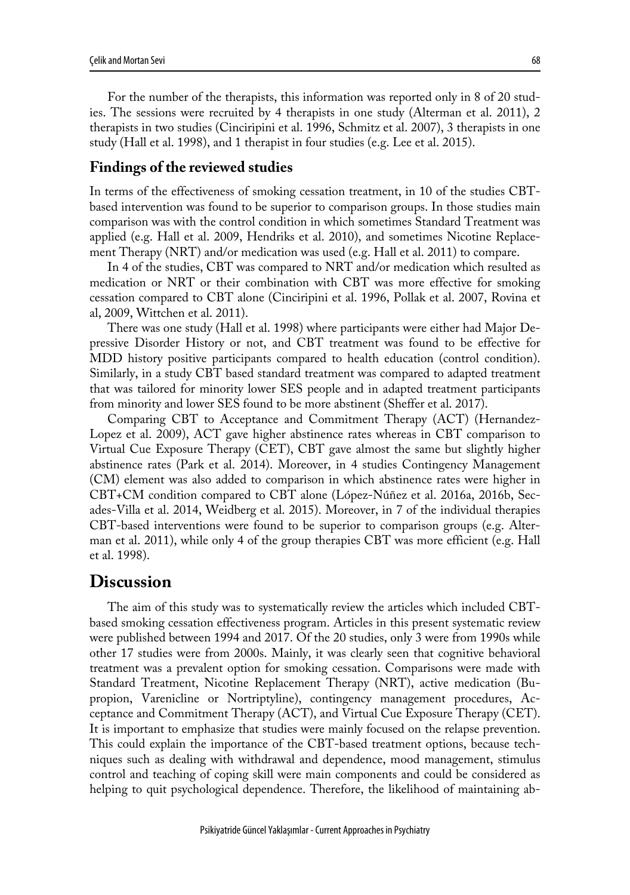For the number of the therapists, this information was reported only in 8 of 20 studies. The sessions were recruited by 4 therapists in one study (Alterman et al. 2011), 2 therapists in two studies (Cinciripini et al. 1996, Schmitz et al. 2007), 3 therapists in one study (Hall et al. 1998), and 1 therapist in four studies (e.g. Lee et al. 2015).

### Findings of the reviewed studies

In terms of the effectiveness of smoking cessation treatment, in 10 of the studies CBT-based intervention was found to be superior to comparison groups. In those studies main comparison was with the control condition in which sometimes Standard Treatment was applied (e.g. Hall et al. 2009, Hendriks et al. 2010), and sometimes Nicotine Replacement Therapy (NRT) and/or medication was used (e.g. Hall et al. 2011) to compare.

In 4 of the studies, CBT was compared to NRT and/or medication which resulted as medication or NRT or their combination with CBT was more effective for smoking cessation compared to CBT alone (Cinciripini et al. 1996, Pollak et al. 2007, Rovina et al, 2009, Wittchen et al. 2011).

There was one study (Hall et al. 1998) where participants were either had Major Depressive Disorder History or not, and CBT treatment was found to be effective for MDD history positive participants compared to health education (control condition). Similarly, in a study CBT based standard treatment was compared to adapted treatment that was tailored for minority lower SES people and in adapted treatment participants from minority and lower SES found to be more abstinent (Sheffer et al. 2017).

Comparing CBT to Acceptance and Commitment Therapy (ACT) (Hernandez-Lopez et al. 2009), ACT gave higher abstinence rates whereas in CBT comparison to Virtual Cue Exposure Therapy (CET), CBT gave almost the same but slightly higher abstinence rates (Park et al. 2014). Moreover, in 4 studies Contingency Management (CM) element was also added to comparison in which abstinence rates were higher in CBT+CM condition compared to CBT alone (López-Núñez et al. 2016a, 2016b, Secades-Villa et al. 2014, Weidberg et al. 2015). Moreover, in 7 of the individual therapies CBT-based interventions were found to be superior to comparison groups (e.g. Alterman et al. 2011), while only 4 of the group therapies CBT was more efficient (e.g. Hall et al. 1998).

## Discussion

The aim of this study was to systematically review the articles which included CBT-based smoking cessation effectiveness program. Articles in this present systematic review were published between 1994 and 2017. Of the 20 studies, only 3 were from 1990s while other 17 studies were from 2000s. Mainly, it was clearly seen that cognitive behavioral treatment was a prevalent option for smoking cessation. Comparisons were made with Standard Treatment, Nicotine Replacement Therapy (NRT), active medication (Bupropion, Varenicline or Nortriptyline), contingency management procedures, Acceptance and Commitment Therapy (ACT), and Virtual Cue Exposure Therapy (CET). It is important to emphasize that studies were mainly focused on the relapse prevention. This could explain the importance of the CBT-based treatment options, because techniques such as dealing with withdrawal and dependence, mood management, stimulus control and teaching of coping skill were main components and could be considered as helping to quit psychological dependence. Therefore, the likelihood of maintaining ab-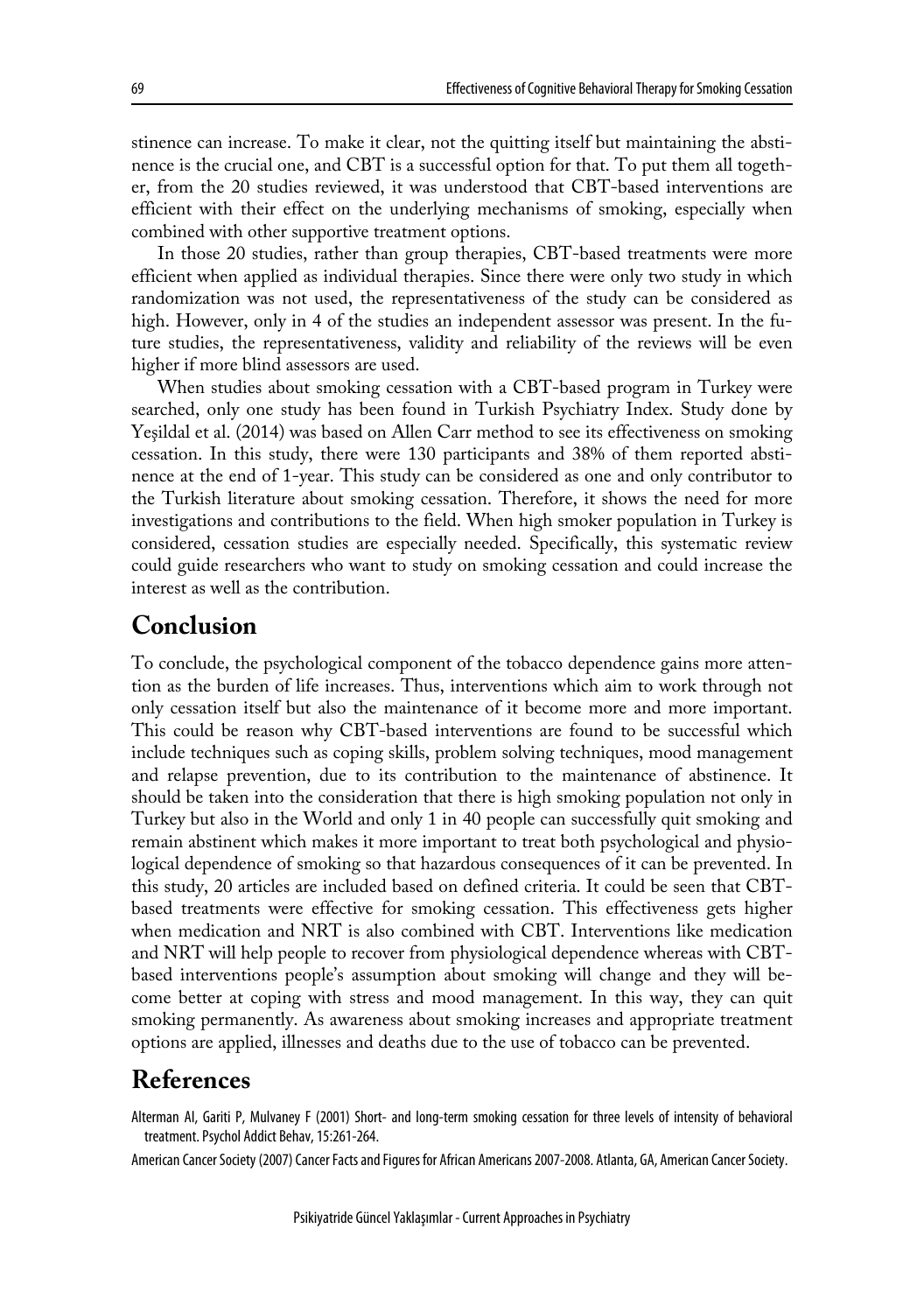stinence can increase. To make it clear, not the quitting itself but maintaining the abstinence is the crucial one, and CBT is a successful option for that. To put them all together, from the 20 studies reviewed, it was understood that CBT-based interventions are efficient with their effect on the underlying mechanisms of smoking, especially when combined with other supportive treatment options.

In those 20 studies, rather than group therapies, CBT-based treatments were more efficient when applied as individual therapies. Since there were only two study in which randomization was not used, the representativeness of the study can be considered as high. However, only in 4 of the studies an independent assessor was present. In the future studies, the representativeness, validity and reliability of the reviews will be even higher if more blind assessors are used.

When studies about smoking cessation with a CBT-based program in Turkey were searched, only one study has been found in Turkish Psychiatry Index. Study done by Yeşildal et al. (2014) was based on Allen Carr method to see its effectiveness on smoking cessation. In this study, there were 130 participants and 38% of them reported abstinence at the end of 1-year. This study can be considered as one and only contributor to the Turkish literature about smoking cessation. Therefore, it shows the need for more investigations and contributions to the field. When high smoker population in Turkey is considered, cessation studies are especially needed. Specifically, this systematic review could guide researchers who want to study on smoking cessation and could increase the interest as well as the contribution.

## Conclusion

To conclude, the psychological component of the tobacco dependence gains more attention as the burden of life increases. Thus, interventions which aim to work through not only cessation itself but also the maintenance of it become more and more important. This could be reason why CBT-based interventions are found to be successful which include techniques such as coping skills, problem solving techniques, mood management and relapse prevention, due to its contribution to the maintenance of abstinence. It should be taken into the consideration that there is high smoking population not only in Turkey but also in the World and only 1 in 40 people can successfully quit smoking and remain abstinent which makes it more important to treat both psychological and physiological dependence of smoking so that hazardous consequences of it can be prevented. In this study, 20 articles are included based on defined criteria. It could be seen that CBT-based treatments were effective for smoking cessation. This effectiveness gets higher when medication and NRT is also combined with CBT. Interventions like medication and NRT will help people to recover from physiological dependence whereas with CBT-based interventions people's assumption about smoking will change and they will become better at coping with stress and mood management. In this way, they can quit smoking permanently. As awareness about smoking increases and appropriate treatment options are applied, illnesses and deaths due to the use of tobacco can be prevented.

## References

Alterman AI, Gariti P, Mulvaney F (2001) Short- and long-term smoking cessation for three levels of intensity of behavioral treatment. Psychol Addict Behav, 15:261-264.

American Cancer Society (2007) Cancer Facts and Figures for African Americans 2007-2008. Atlanta, GA, American Cancer Society.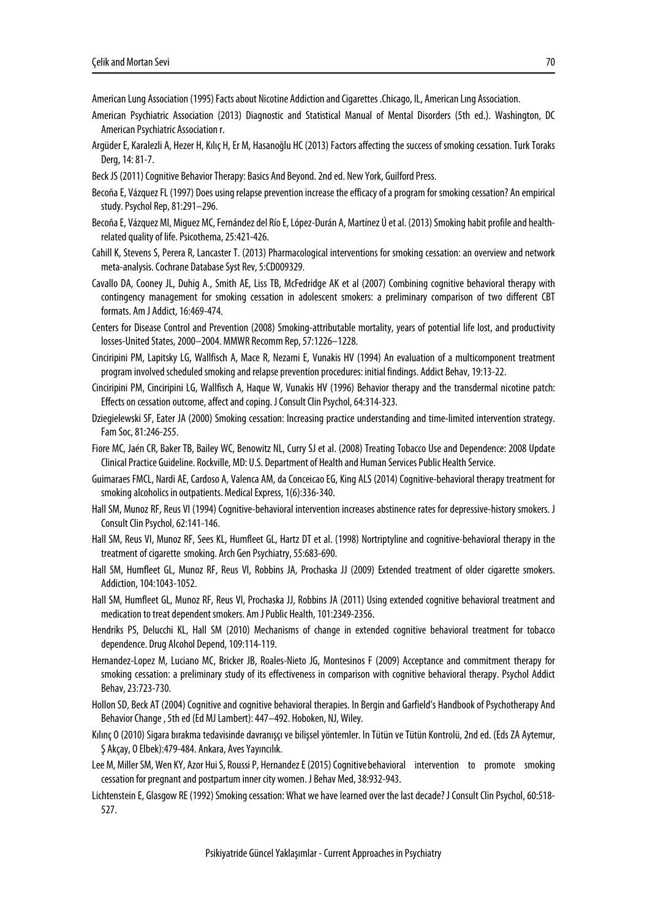American Lung Association (1995) Facts about Nicotine Addiction and Cigarettes .Chicago, IL, American Lıng Association.

American Psychiatric Association (2013) Diagnostic and Statistical Manual of Mental Disorders (5th ed.). Washington, DC American Psychiatric Association r.

Argüder E, Karalezli A, Hezer H, Kılıç H, Er M, Hasanoğlu HC (2013) Factors affecting the success of smoking cessation. Turk Toraks Derg, 14: 81-7.

Beck JS (2011) Cognitive Behavior Therapy: Basics And Beyond. 2nd ed. New York, Guilford Press.

Becoña E, Vázquez FL (1997) Does using relapse prevention increase the efficacy of a program for smoking cessation? An empirical study. Psychol Rep, 81:291–296.

Becoña E, Vázquez MI, Miguez MC, Fernández del Río E, López-Durán A, Martínez Ú et al. (2013) Smoking habit profile and health-related quality of life. Psicothema, 25:421-426.

Cahill K, Stevens S, Perera R, Lancaster T. (2013) Pharmacological interventions for smoking cessation: an overview and network meta-analysis. Cochrane Database Syst Rev, 5:CD009329.

Cavallo DA, Cooney JL, Duhig A., Smith AE, Liss TB, McFedridge AK et al (2007) Combining cognitive behavioral therapy with contingency management for smoking cessation in adolescent smokers: a preliminary comparison of two different CBT formats. Am J Addict, 16:469-474.

Centers for Disease Control and Prevention (2008) Smoking-attributable mortality, years of potential life lost, and productivity losses-United States, 2000–2004. MMWR Recomm Rep, 57:1226–1228.

Cinciripini PM, Lapitsky LG, Wallfisch A, Mace R, Nezami E, Vunakis HV (1994) An evaluation of a multicomponent treatment program involved scheduled smoking and relapse prevention procedures: initial findings. Addict Behav, 19:13-22.

Cinciripini PM, Cinciripini LG, Wallfisch A, Haque W, Vunakis HV (1996) Behavior therapy and the transdermal nicotine patch: Effects on cessation outcome, affect and coping. J Consult Clin Psychol, 64:314-323.

Dziegielewski SF, Eater JA (2000) Smoking cessation: Increasing practice understanding and time-limited intervention strategy. Fam Soc, 81:246-255.

Fiore MC, Jaén CR, Baker TB, Bailey WC, Benowitz NL, Curry SJ et al. (2008) Treating Tobacco Use and Dependence: 2008 Update Clinical Practice Guideline. Rockville, MD: U.S. Department of Health and Human Services Public Health Service.

Guimaraes FMCL, Nardi AE, Cardoso A, Valenca AM, da Conceicao EG, King ALS (2014) Cognitive-behavioral therapy treatment for smoking alcoholics in outpatients. Medical Express, 1(6):336-340.

Hall SM, Munoz RF, Reus VI (1994) Cognitive-behavioral intervention increases abstinence rates for depressive-history smokers. J Consult Clin Psychol, 62:141-146.

Hall SM, Reus VI, Munoz RF, Sees KL, Humfleet GL, Hartz DT et al. (1998) Nortriptyline and cognitive-behavioral therapy in the treatment of cigarette smoking. Arch Gen Psychiatry, 55:683-690.

Hall SM, Humfleet GL, Munoz RF, Reus VI, Robbins JA, Prochaska JJ (2009) Extended treatment of older cigarette smokers. Addiction, 104:1043-1052.

Hall SM, Humfleet GL, Munoz RF, Reus VI, Prochaska JJ, Robbins JA (2011) Using extended cognitive behavioral treatment and medication to treat dependent smokers. Am J Public Health, 101:2349-2356.

Hendriks PS, Delucchi KL, Hall SM (2010) Mechanisms of change in extended cognitive behavioral treatment for tobacco dependence. Drug Alcohol Depend, 109:114-119.

Hernandez-Lopez M, Luciano MC, Bricker JB, Roales-Nieto JG, Montesinos F (2009) Acceptance and commitment therapy for smoking cessation: a preliminary study of its effectiveness in comparison with cognitive behavioral therapy. Psychol Addict Behav, 23:723-730.

Hollon SD, Beck AT (2004) Cognitive and cognitive behavioral therapies. In Bergin and Garfield's Handbook of Psychotherapy And Behavior Change , 5th ed (Ed MJ Lambert): 447–492. Hoboken, NJ, Wiley.

Kılınç O (2010) Sigara bırakma tedavisinde davranışçı ve bilişsel yöntemler. In Tütün ve Tütün Kontrolü, 2nd ed. (Eds ZA Aytemur, Ş Akçay, O Elbek):479-484. Ankara, Aves Yayıncılık.

Lee M, Miller SM, Wen KY, Azor Hui S, Roussi P, Hernandez E (2015) Cognitive behavioral intervention to promote smoking cessation for pregnant and postpartum inner city women. J Behav Med, 38:932-943.

Lichtenstein E, Glasgow RE (1992) Smoking cessation: What we have learned over the last decade? J Consult Clin Psychol, 60:518-527.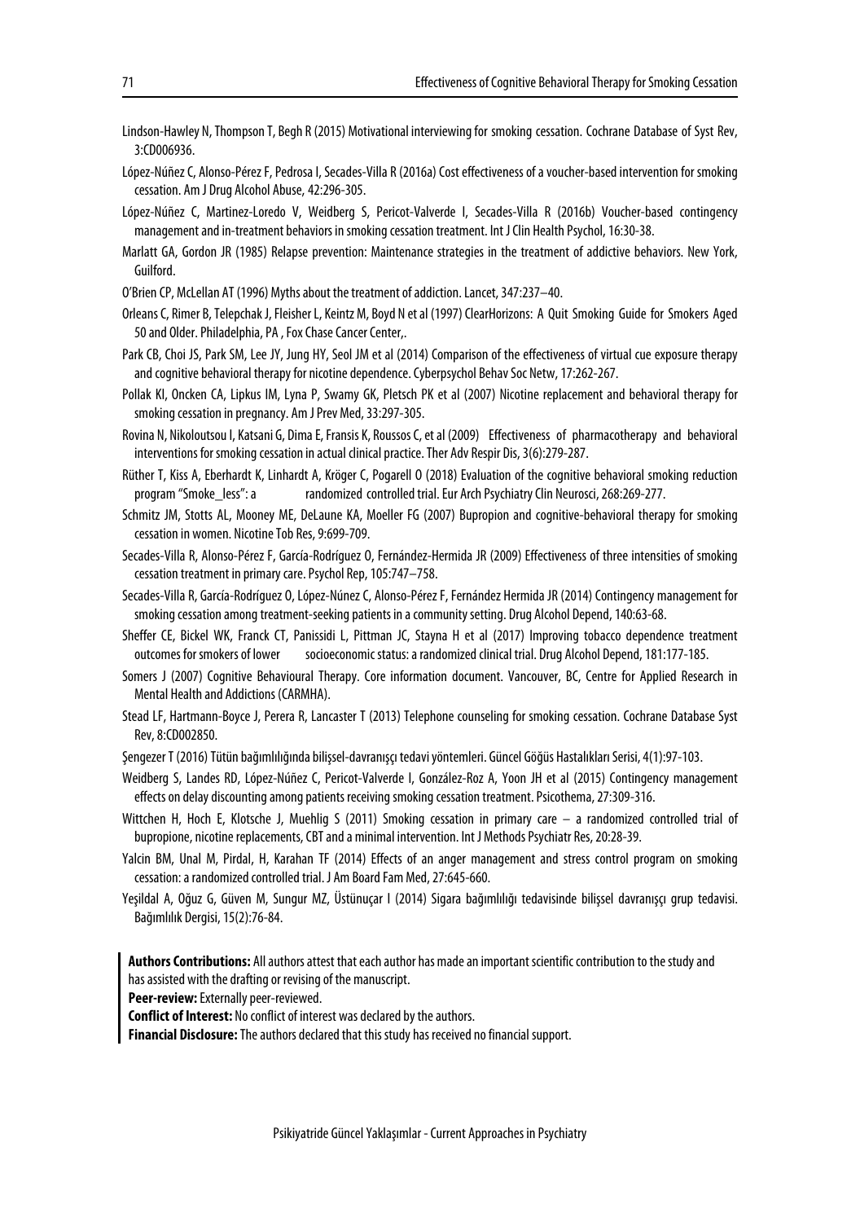Lindson-Hawley N, Thompson T, Begh R (2015) Motivational interviewing for smoking cessation. Cochrane Database of Syst Rev, 3:CD006936.

López-Núñez C, Alonso-Pérez F, Pedrosa I, Secades-Villa R (2016a) Cost effectiveness of a voucher-based intervention for smoking cessation. Am J Drug Alcohol Abuse, 42:296-305.

López-Núñez C, Martinez-Loredo V, Weidberg S, Pericot-Valverde I, Secades-Villa R (2016b) Voucher-based contingency management and in-treatment behaviors in smoking cessation treatment. Int J Clin Health Psychol, 16:30-38.

Marlatt GA, Gordon JR (1985) Relapse prevention: Maintenance strategies in the treatment of addictive behaviors. New York, Guilford.

O'Brien CP, McLellan AT (1996) Myths about the treatment of addiction. Lancet, 347:237–40.

Orleans C, Rimer B, Telepchak J, Fleisher L, Keintz M, Boyd N et al (1997) ClearHorizons: A Quit Smoking Guide for Smokers Aged 50 and Older. Philadelphia, PA , Fox Chase Cancer Center,.

Park CB, Choi JS, Park SM, Lee JY, Jung HY, Seol JM et al (2014) Comparison of the effectiveness of virtual cue exposure therapy and cognitive behavioral therapy for nicotine dependence. Cyberpsychol Behav Soc Netw, 17:262-267.

Pollak KI, Oncken CA, Lipkus IM, Lyna P, Swamy GK, Pletsch PK et al (2007) Nicotine replacement and behavioral therapy for smoking cessation in pregnancy. Am J Prev Med, 33:297-305.

Rovina N, Nikoloutsou I, Katsani G, Dima E, Fransis K, Roussos C, et al (2009) Effectiveness of pharmacotherapy and behavioral interventions for smoking cessation in actual clinical practice. Ther Adv Respir Dis, 3(6):279-287.

Rüther T, Kiss A, Eberhardt K, Linhardt A, Kröger C, Pogarell O (2018) Evaluation of the cognitive behavioral smoking reduction program "Smoke_less": a randomized controlled trial. Eur Arch Psychiatry Clin Neurosci, 268:269-277.

Schmitz JM, Stotts AL, Mooney ME, DeLaune KA, Moeller FG (2007) Bupropion and cognitive-behavioral therapy for smoking cessation in women. Nicotine Tob Res, 9:699-709.

Secades-Villa R, Alonso-Pérez F, García-Rodríguez O, Fernández-Hermida JR (2009) Effectiveness of three intensities of smoking cessation treatment in primary care. Psychol Rep, 105:747–758.

Secades-Villa R, García-Rodríguez O, López-Núnez C, Alonso-Pérez F, Fernández Hermida JR (2014) Contingency management for smoking cessation among treatment-seeking patients in a community setting. Drug Alcohol Depend, 140:63-68.

Sheffer CE, Bickel WK, Franck CT, Panissidi L, Pittman JC, Stayna H et al (2017) Improving tobacco dependence treatment outcomes for smokers of lower socioeconomic status: a randomized clinical trial. Drug Alcohol Depend, 181:177-185.

Somers J (2007) Cognitive Behavioural Therapy. Core information document. Vancouver, BC, Centre for Applied Research in Mental Health and Addictions (CARMHA).

Stead LF, Hartmann-Boyce J, Perera R, Lancaster T (2013) Telephone counseling for smoking cessation. Cochrane Database Syst Rev, 8:CD002850.

Şengezer T (2016) Tütün bağımlılığında bilişsel-davranışçı tedavi yöntemleri. Güncel Göğüs Hastalıkları Serisi, 4(1):97-103.

Weidberg S, Landes RD, López-Núñez C, Pericot-Valverde I, González-Roz A, Yoon JH et al (2015) Contingency management effects on delay discounting among patients receiving smoking cessation treatment. Psicothema, 27:309-316.

Wittchen H, Hoch E, Klotsche J, Muehlig S (2011) Smoking cessation in primary care – a randomized controlled trial of bupropione, nicotine replacements, CBT and a minimal intervention. Int J Methods Psychiatr Res, 20:28-39.

Yalcin BM, Unal M, Pirdal, H, Karahan TF (2014) Effects of an anger management and stress control program on smoking cessation: a randomized controlled trial. J Am Board Fam Med, 27:645-660.

Yeşildal A, Oğuz G, Güven M, Sungur MZ, Üstünuçar I (2014) Sigara bağımlılığı tedavisinde bilişsel davranışçı grup tedavisi. Bağımlılık Dergisi, 15(2):76-84.

**Authors Contributions:** All authors attest that each author has made an important scientific contribution to the study and has assisted with the drafting or revising of the manuscript.

**Peer-review:** Externally peer-reviewed.

**Conflict of Interest:** No conflict of interest was declared by the authors.

**Financial Disclosure:** The authors declared that this study has received no financial support.